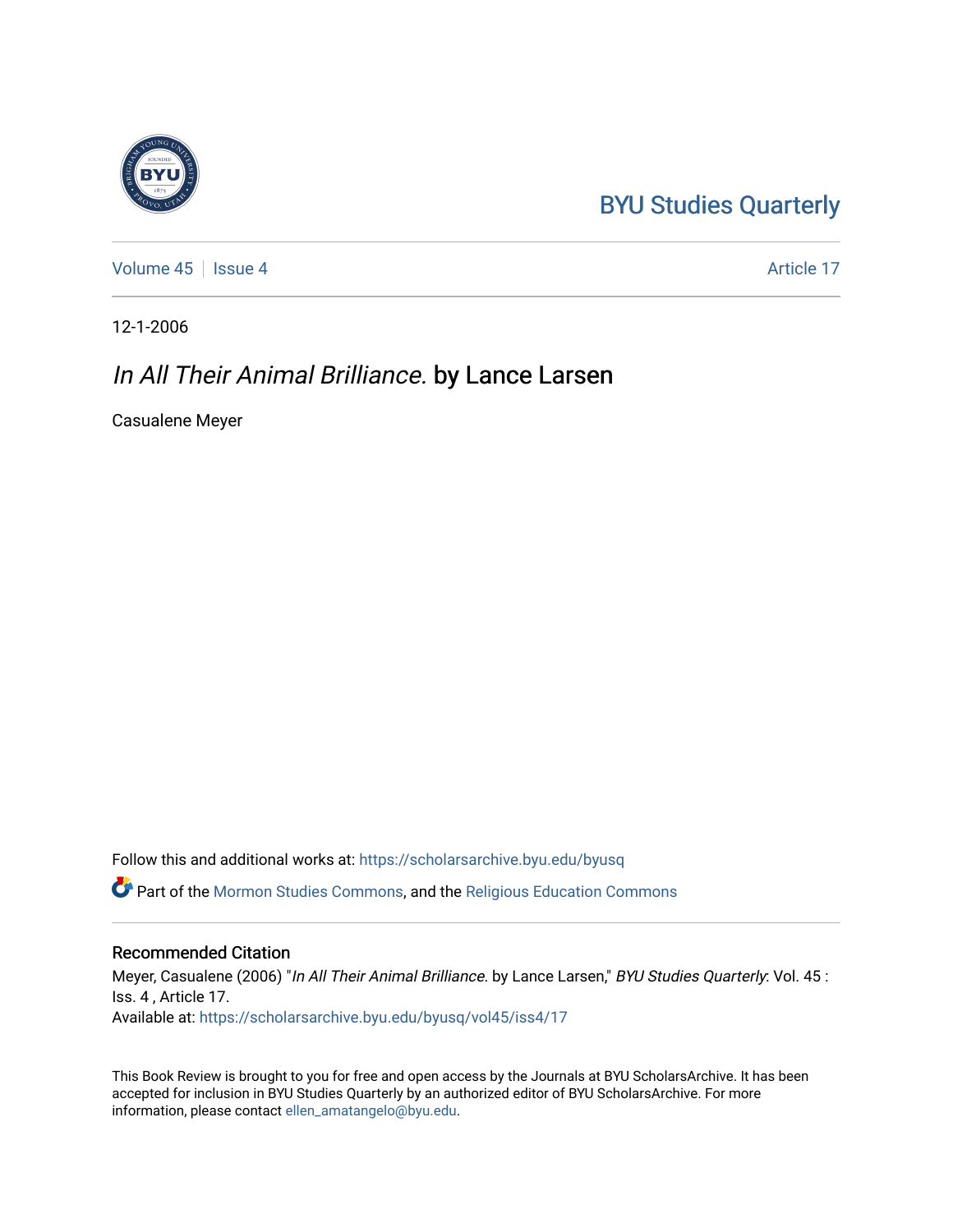BYU Studies Quarterly

Volume 45 | Issue 4 | Article 17

12-1-2006

# *In All Their Animal Brilliance.* by Lance Larsen

Casualene Meyer

Follow this and additional works at: https://scholarsarchive.byu.edu/byusq

Part of the Mormon Studies Commons, and the Religious Education Commons

## Recommended Citation

Meyer, Casualene (2006) "*In All Their Animal Brilliance.* by Lance Larsen," *BYU Studies Quarterly*: Vol. 45 : Iss. 4 , Article 17.
Available at: https://scholarsarchive.byu.edu/byusq/vol45/iss4/17

This Book Review is brought to you for free and open access by the Journals at BYU ScholarsArchive. It has been accepted for inclusion in BYU Studies Quarterly by an authorized editor of BYU ScholarsArchive. For more information, please contact ellen_amatangelo@byu.edu.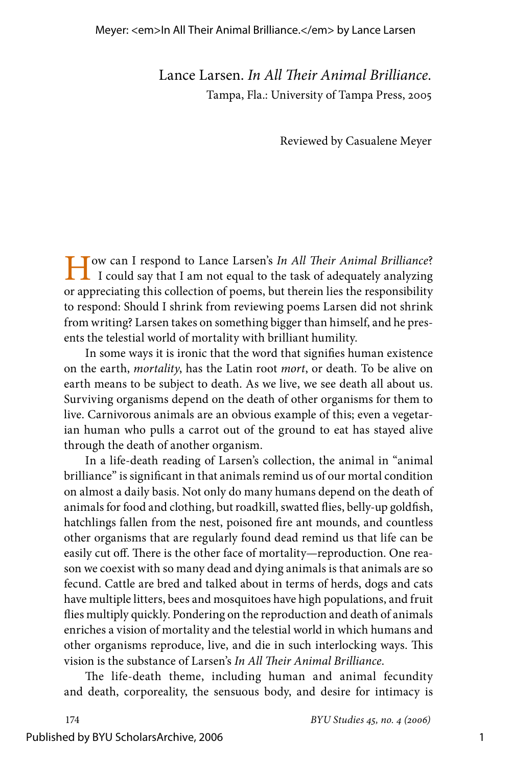Lance Larsen. *In All Their Animal Brilliance.*
Tampa, Fla.: University of Tampa Press, 2005

Reviewed by Casualene Meyer

How can I respond to Lance Larsen's *In All Their Animal Brilliance*? I could say that I am not equal to the task of adequately analyzing or appreciating this collection of poems, but therein lies the responsibility to respond: Should I shrink from reviewing poems Larsen did not shrink from writing? Larsen takes on something bigger than himself, and he presents the telestial world of mortality with brilliant humility.

In some ways it is ironic that the word that signifies human existence on the earth, *mortality*, has the Latin root *mort*, or death. To be alive on earth means to be subject to death. As we live, we see death all about us. Surviving organisms depend on the death of other organisms for them to live. Carnivorous animals are an obvious example of this; even a vegetarian human who pulls a carrot out of the ground to eat has stayed alive through the death of another organism.

In a life-death reading of Larsen's collection, the animal in "animal brilliance" is significant in that animals remind us of our mortal condition on almost a daily basis. Not only do many humans depend on the death of animals for food and clothing, but roadkill, swatted flies, belly-up goldfish, hatchlings fallen from the nest, poisoned fire ant mounds, and countless other organisms that are regularly found dead remind us that life can be easily cut off. There is the other face of mortality—reproduction. One reason we coexist with so many dead and dying animals is that animals are so fecund. Cattle are bred and talked about in terms of herds, dogs and cats have multiple litters, bees and mosquitoes have high populations, and fruit flies multiply quickly. Pondering on the reproduction and death of animals enriches a vision of mortality and the telestial world in which humans and other organisms reproduce, live, and die in such interlocking ways. This vision is the substance of Larsen's *In All Their Animal Brilliance*.

The life-death theme, including human and animal fecundity and death, corporeality, the sensuous body, and desire for intimacy is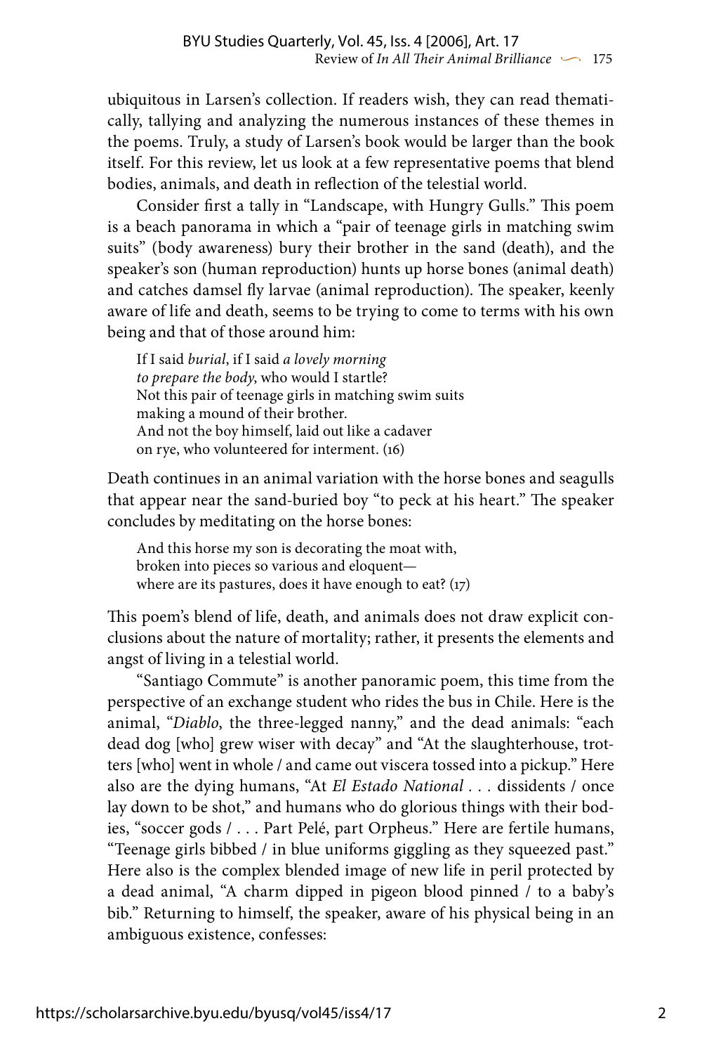ubiquitous in Larsen's collection. If readers wish, they can read thematically, tallying and analyzing the numerous instances of these themes in the poems. Truly, a study of Larsen's book would be larger than the book itself. For this review, let us look at a few representative poems that blend bodies, animals, and death in reflection of the telestial world.

Consider first a tally in "Landscape, with Hungry Gulls." This poem is a beach panorama in which a "pair of teenage girls in matching swim suits" (body awareness) bury their brother in the sand (death), and the speaker's son (human reproduction) hunts up horse bones (animal death) and catches damsel fly larvae (animal reproduction). The speaker, keenly aware of life and death, seems to be trying to come to terms with his own being and that of those around him:

> If I said *burial*, if I said *a lovely morning*
> *to prepare the body*, who would I startle?
> Not this pair of teenage girls in matching swim suits
> making a mound of their brother.
> And not the boy himself, laid out like a cadaver
> on rye, who volunteered for interment. (16)

Death continues in an animal variation with the horse bones and seagulls that appear near the sand-buried boy "to peck at his heart." The speaker concludes by meditating on the horse bones:

> And this horse my son is decorating the moat with,
> broken into pieces so various and eloquent—
> where are its pastures, does it have enough to eat? (17)

This poem's blend of life, death, and animals does not draw explicit conclusions about the nature of mortality; rather, it presents the elements and angst of living in a telestial world.

"Santiago Commute" is another panoramic poem, this time from the perspective of an exchange student who rides the bus in Chile. Here is the animal, "*Diablo*, the three-legged nanny," and the dead animals: "each dead dog [who] grew wiser with decay" and "At the slaughterhouse, trotters [who] went in whole / and came out viscera tossed into a pickup." Here also are the dying humans, "At *El Estado National* . . . dissidents / once lay down to be shot," and humans who do glorious things with their bodies, "soccer gods / . . . Part Pelé, part Orpheus." Here are fertile humans, "Teenage girls bibbed / in blue uniforms giggling as they squeezed past." Here also is the complex blended image of new life in peril protected by a dead animal, "A charm dipped in pigeon blood pinned / to a baby's bib." Returning to himself, the speaker, aware of his physical being in an ambiguous existence, confesses: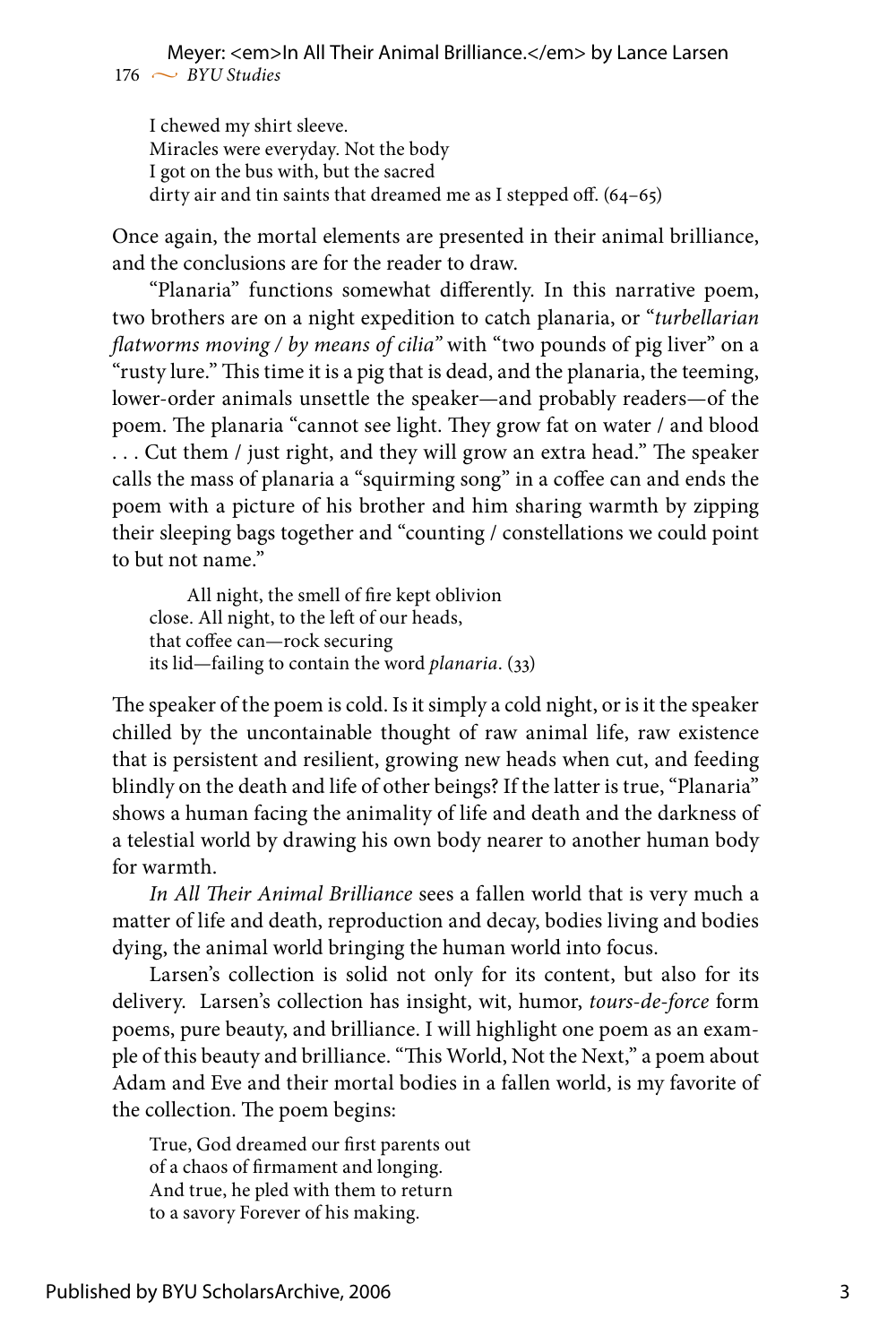I chewed my shirt sleeve.  
Miracles were everyday. Not the body  
I got on the bus with, but the sacred  
dirty air and tin saints that dreamed me as I stepped off. (64–65)

Once again, the mortal elements are presented in their animal brilliance, and the conclusions are for the reader to draw.

"Planaria" functions somewhat differently. In this narrative poem, two brothers are on a night expedition to catch planaria, or "*turbellarian flatworms moving / by means of cilia*" with "two pounds of pig liver" on a "rusty lure." This time it is a pig that is dead, and the planaria, the teeming, lower-order animals unsettle the speaker—and probably readers—of the poem. The planaria "cannot see light. They grow fat on water / and blood . . . Cut them / just right, and they will grow an extra head." The speaker calls the mass of planaria a "squirming song" in a coffee can and ends the poem with a picture of his brother and him sharing warmth by zipping their sleeping bags together and "counting / constellations we could point to but not name."

All night, the smell of fire kept oblivion  
close. All night, to the left of our heads,  
that coffee can—rock securing  
its lid—failing to contain the word *planaria*. (33)

The speaker of the poem is cold. Is it simply a cold night, or is it the speaker chilled by the uncontainable thought of raw animal life, raw existence that is persistent and resilient, growing new heads when cut, and feeding blindly on the death and life of other beings? If the latter is true, "Planaria" shows a human facing the animality of life and death and the darkness of a telestial world by drawing his own body nearer to another human body for warmth.

*In All Their Animal Brilliance* sees a fallen world that is very much a matter of life and death, reproduction and decay, bodies living and bodies dying, the animal world bringing the human world into focus.

Larsen's collection is solid not only for its content, but also for its delivery. Larsen's collection has insight, wit, humor, *tours-de-force* form poems, pure beauty, and brilliance. I will highlight one poem as an example of this beauty and brilliance. "This World, Not the Next," a poem about Adam and Eve and their mortal bodies in a fallen world, is my favorite of the collection. The poem begins:

True, God dreamed our first parents out  
of a chaos of firmament and longing.  
And true, he pled with them to return  
to a savory Forever of his making.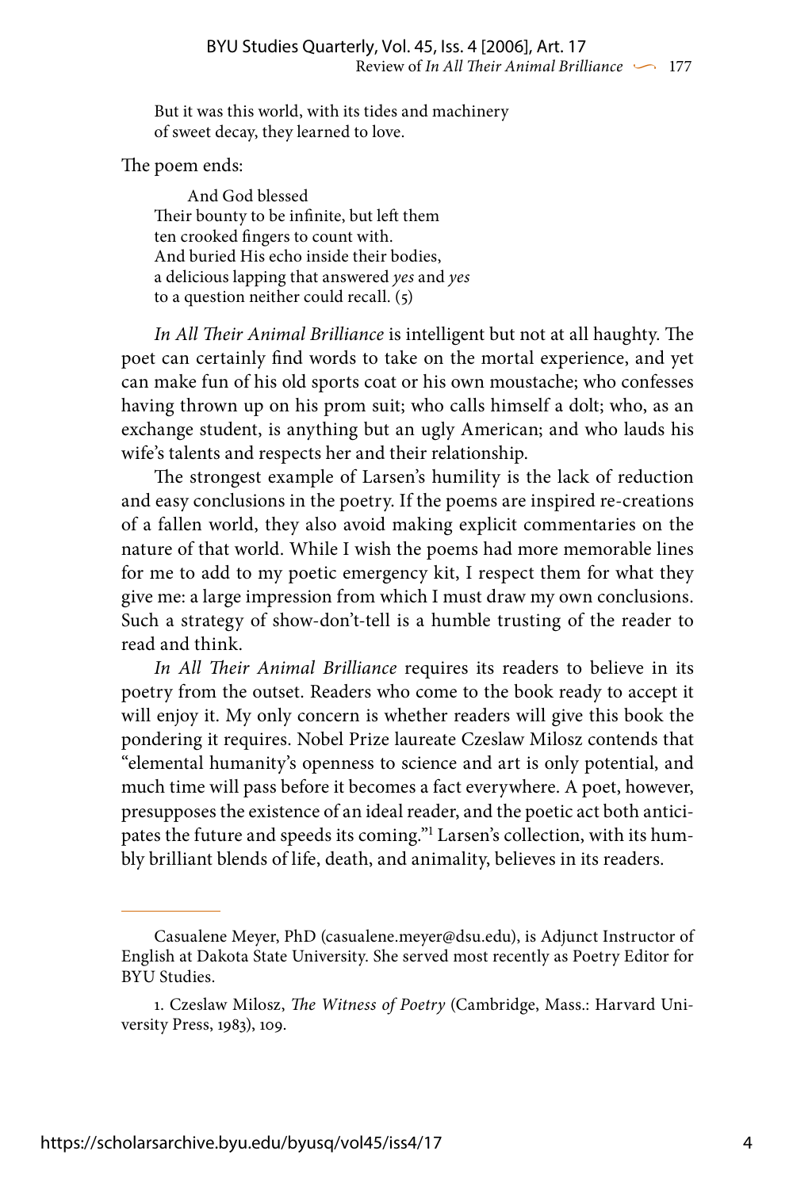But it was this world, with its tides and machinery
of sweet decay, they learned to love.

The poem ends:

> And God blessed
> Their bounty to be infinite, but left them
> ten crooked fingers to count with.
> And buried His echo inside their bodies,
> a delicious lapping that answered *yes* and *yes*
> to a question neither could recall. (5)

*In All Their Animal Brilliance* is intelligent but not at all haughty. The poet can certainly find words to take on the mortal experience, and yet can make fun of his old sports coat or his own moustache; who confesses having thrown up on his prom suit; who calls himself a dolt; who, as an exchange student, is anything but an ugly American; and who lauds his wife's talents and respects her and their relationship.

The strongest example of Larsen's humility is the lack of reduction and easy conclusions in the poetry. If the poems are inspired re-creations of a fallen world, they also avoid making explicit commentaries on the nature of that world. While I wish the poems had more memorable lines for me to add to my poetic emergency kit, I respect them for what they give me: a large impression from which I must draw my own conclusions. Such a strategy of show-don't-tell is a humble trusting of the reader to read and think.

*In All Their Animal Brilliance* requires its readers to believe in its poetry from the outset. Readers who come to the book ready to accept it will enjoy it. My only concern is whether readers will give this book the pondering it requires. Nobel Prize laureate Czeslaw Milosz contends that "elemental humanity's openness to science and art is only potential, and much time will pass before it becomes a fact everywhere. A poet, however, presupposes the existence of an ideal reader, and the poetic act both anticipates the future and speeds its coming."[1] Larsen's collection, with its humbly brilliant blends of life, death, and animality, believes in its readers.

---

Casualene Meyer, PhD (casualene.meyer@dsu.edu), is Adjunct Instructor of English at Dakota State University. She served most recently as Poetry Editor for BYU Studies.

1. Czeslaw Milosz, *The Witness of Poetry* (Cambridge, Mass.: Harvard University Press, 1983), 109.